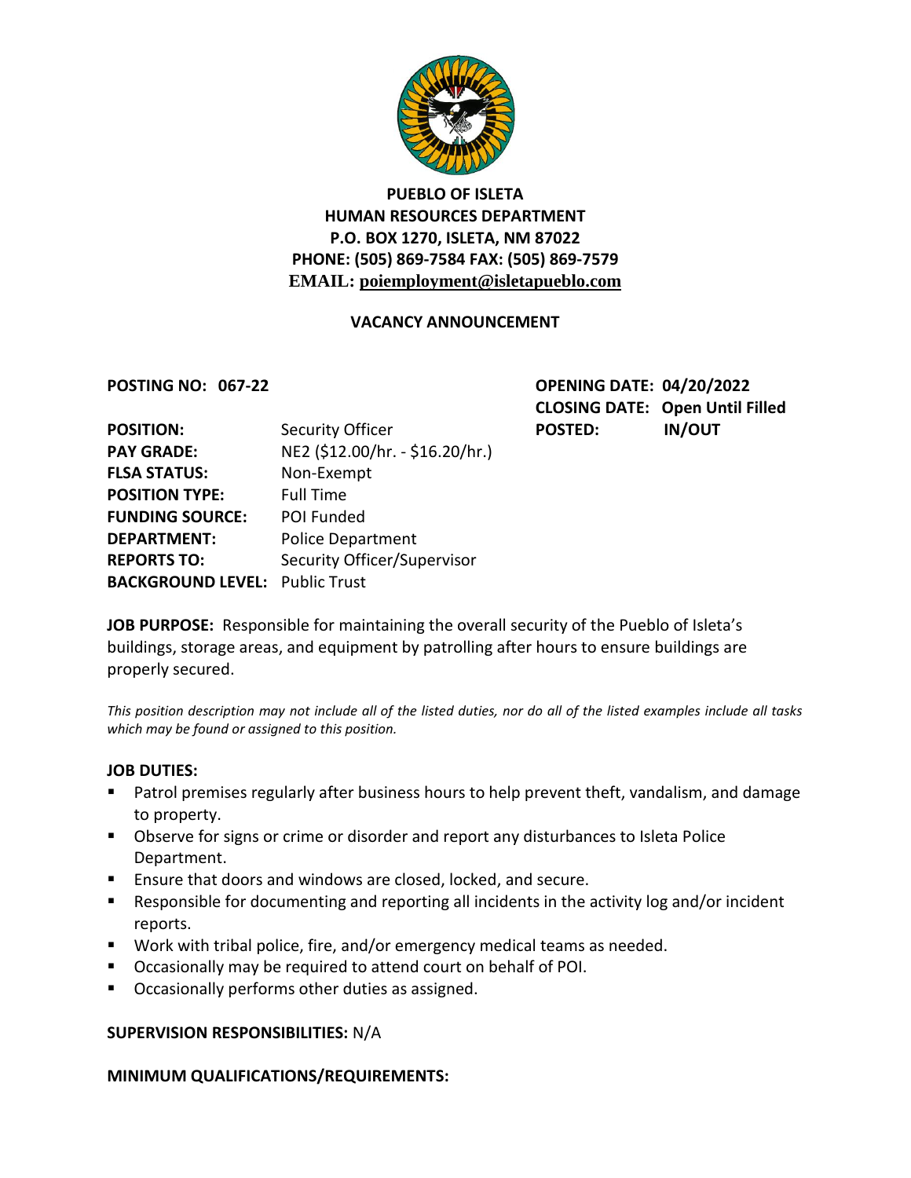**PUEBLO OF ISLETA**
**HUMAN RESOURCES DEPARTMENT**
**P.O. BOX 1270, ISLETA, NM 87022**
**PHONE: (505) 869-7584 FAX: (505) 869-7579**
**EMAIL: poiemployment@isletapueblo.com**

**VACANCY ANNOUNCEMENT**

**POSTING NO: 067-22**

**OPENING DATE: 04/20/2022**
**CLOSING DATE: Open Until Filled**
**POSTED: IN/OUT**

**POSITION:** Security Officer
**PAY GRADE:** NE2 ($12.00/hr. - $16.20/hr.)
**FLSA STATUS:** Non-Exempt
**POSITION TYPE:** Full Time
**FUNDING SOURCE:** POI Funded
**DEPARTMENT:** Police Department
**REPORTS TO:** Security Officer/Supervisor
**BACKGROUND LEVEL:** Public Trust

**JOB PURPOSE:** Responsible for maintaining the overall security of the Pueblo of Isleta's buildings, storage areas, and equipment by patrolling after hours to ensure buildings are properly secured.

*This position description may not include all of the listed duties, nor do all of the listed examples include all tasks which may be found or assigned to this position.*

**JOB DUTIES:**

- Patrol premises regularly after business hours to help prevent theft, vandalism, and damage to property.
- Observe for signs or crime or disorder and report any disturbances to Isleta Police Department.
- Ensure that doors and windows are closed, locked, and secure.
- Responsible for documenting and reporting all incidents in the activity log and/or incident reports.
- Work with tribal police, fire, and/or emergency medical teams as needed.
- Occasionally may be required to attend court on behalf of POI.
- Occasionally performs other duties as assigned.

**SUPERVISION RESPONSIBILITIES:** N/A

**MINIMUM QUALIFICATIONS/REQUIREMENTS:**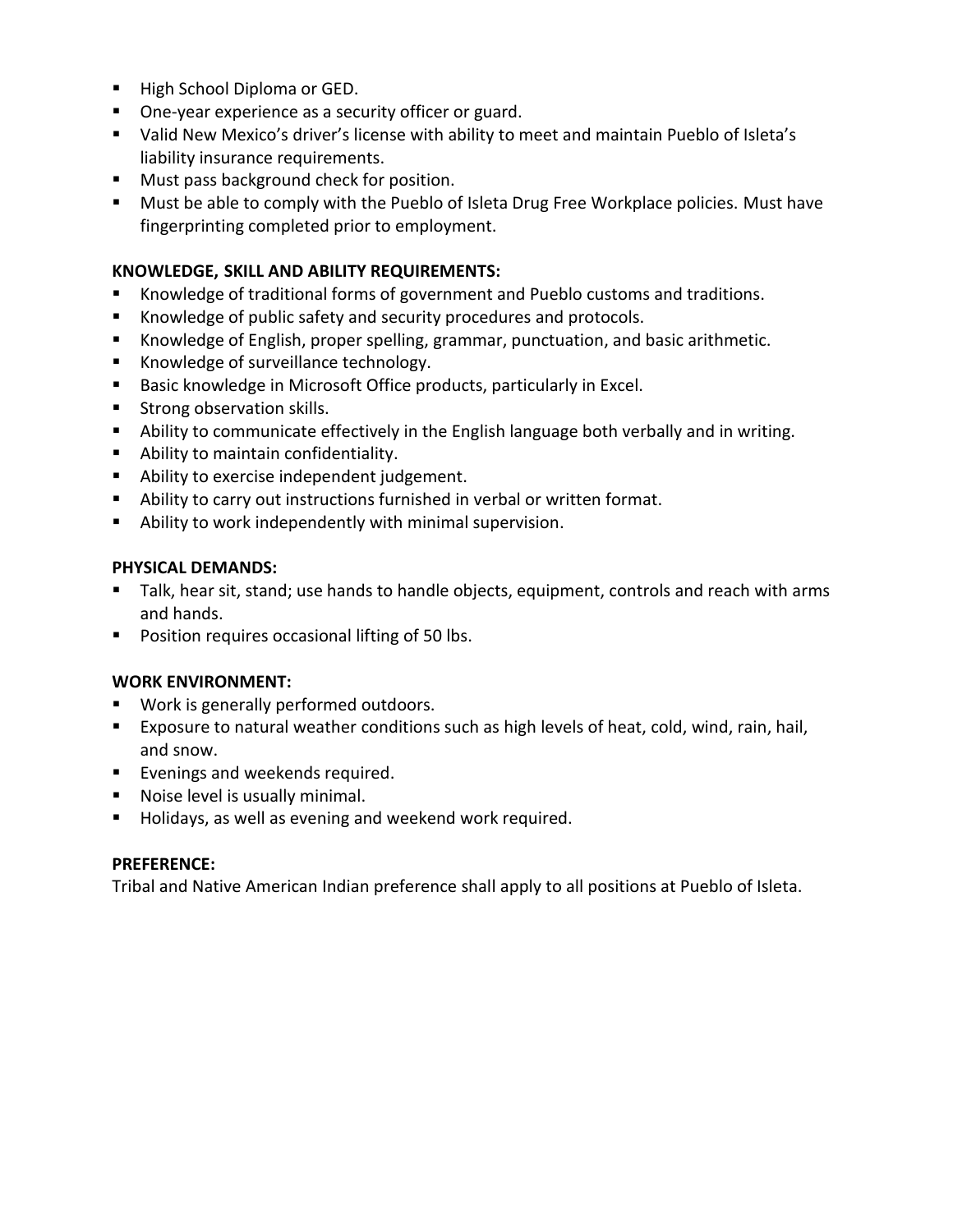- High School Diploma or GED.
- One-year experience as a security officer or guard.
- Valid New Mexico's driver's license with ability to meet and maintain Pueblo of Isleta's liability insurance requirements.
- Must pass background check for position.
- Must be able to comply with the Pueblo of Isleta Drug Free Workplace policies. Must have fingerprinting completed prior to employment.

**KNOWLEDGE, SKILL AND ABILITY REQUIREMENTS:**

- Knowledge of traditional forms of government and Pueblo customs and traditions.
- Knowledge of public safety and security procedures and protocols.
- Knowledge of English, proper spelling, grammar, punctuation, and basic arithmetic.
- Knowledge of surveillance technology.
- Basic knowledge in Microsoft Office products, particularly in Excel.
- Strong observation skills.
- Ability to communicate effectively in the English language both verbally and in writing.
- Ability to maintain confidentiality.
- Ability to exercise independent judgement.
- Ability to carry out instructions furnished in verbal or written format.
- Ability to work independently with minimal supervision.

**PHYSICAL DEMANDS:**

- Talk, hear sit, stand; use hands to handle objects, equipment, controls and reach with arms and hands.
- Position requires occasional lifting of 50 lbs.

**WORK ENVIRONMENT:**

- Work is generally performed outdoors.
- Exposure to natural weather conditions such as high levels of heat, cold, wind, rain, hail, and snow.
- Evenings and weekends required.
- Noise level is usually minimal.
- Holidays, as well as evening and weekend work required.

**PREFERENCE:**

Tribal and Native American Indian preference shall apply to all positions at Pueblo of Isleta.